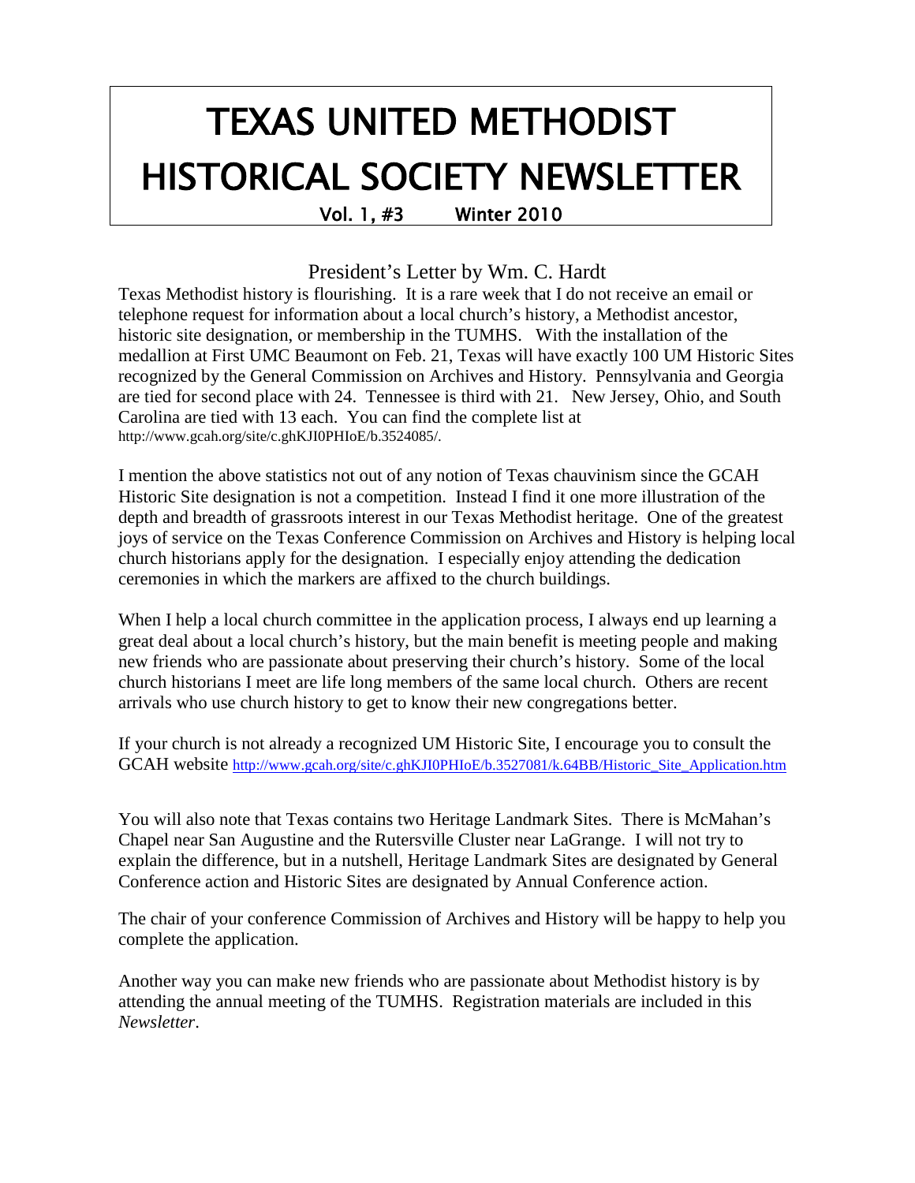# TEXAS UNITED METHODIST HISTORICAL SOCIETY NEWSLETTER

**Vol. 1, #3 Winter 2010**

## President's Letter by Wm. C. Hardt

Texas Methodist history is flourishing. It is a rare week that I do not receive an email or telephone request for information about a local church's history, a Methodist ancestor, historic site designation, or membership in the TUMHS. With the installation of the medallion at First UMC Beaumont on Feb. 21, Texas will have exactly 100 UM Historic Sites recognized by the General Commission on Archives and History. Pennsylvania and Georgia are tied for second place with 24. Tennessee is third with 21. New Jersey, Ohio, and South Carolina are tied with 13 each. You can find the complete list at http://www.gcah.org/site/c.ghKJI0PHIoE/b.3524085/.

I mention the above statistics not out of any notion of Texas chauvinism since the GCAH Historic Site designation is not a competition. Instead I find it one more illustration of the depth and breadth of grassroots interest in our Texas Methodist heritage. One of the greatest joys of service on the Texas Conference Commission on Archives and History is helping local church historians apply for the designation. I especially enjoy attending the dedication ceremonies in which the markers are affixed to the church buildings.

When I help a local church committee in the application process, I always end up learning a great deal about a local church's history, but the main benefit is meeting people and making new friends who are passionate about preserving their church's history. Some of the local church historians I meet are life long members of the same local church. Others are recent arrivals who use church history to get to know their new congregations better.

If your church is not already a recognized UM Historic Site, I encourage you to consult the GCAH website http://www.gcah.org/site/c.ghKJI0PHIoE/b.3527081/k.64BB/Historic_Site_Application.htm

You will also note that Texas contains two Heritage Landmark Sites. There is McMahan's Chapel near San Augustine and the Rutersville Cluster near LaGrange. I will not try to explain the difference, but in a nutshell, Heritage Landmark Sites are designated by General Conference action and Historic Sites are designated by Annual Conference action.

The chair of your conference Commission of Archives and History will be happy to help you complete the application.

Another way you can make new friends who are passionate about Methodist history is by attending the annual meeting of the TUMHS. Registration materials are included in this *Newsletter*.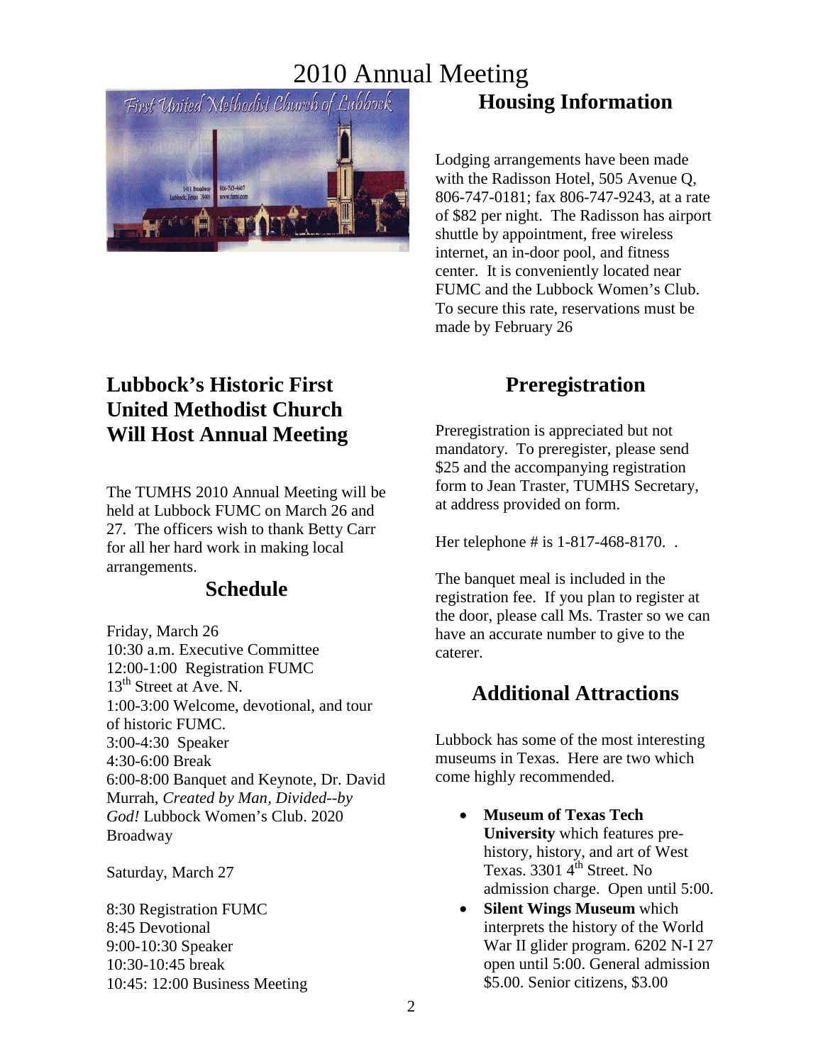# 2010 Annual Meeting

## Housing Information

Lodging arrangements have been made with the Radisson Hotel, 505 Avenue Q, 806-747-0181; fax 806-747-9243, at a rate of $82 per night. The Radisson has airport shuttle by appointment, free wireless internet, an in-door pool, and fitness center. It is conveniently located near FUMC and the Lubbock Women's Club. To secure this rate, reservations must be made by February 26

## Lubbock's Historic First United Methodist Church Will Host Annual Meeting

The TUMHS 2010 Annual Meeting will be held at Lubbock FUMC on March 26 and 27. The officers wish to thank Betty Carr for all her hard work in making local arrangements.

## Schedule

Friday, March 26
10:30 a.m. Executive Committee
12:00-1:00 Registration FUMC 13th Street at Ave. N.
1:00-3:00 Welcome, devotional, and tour of historic FUMC.
3:00-4:30 Speaker
4:30-6:00 Break
6:00-8:00 Banquet and Keynote, Dr. David Murrah, *Created by Man, Divided--by God!* Lubbock Women's Club. 2020 Broadway

Saturday, March 27

8:30 Registration FUMC
8:45 Devotional
9:00-10:30 Speaker
10:30-10:45 break
10:45: 12:00 Business Meeting

## Preregistration

Preregistration is appreciated but not mandatory. To preregister, please send $25 and the accompanying registration form to Jean Traster, TUMHS Secretary, at address provided on form.

Her telephone # is 1-817-468-8170. .

The banquet meal is included in the registration fee. If you plan to register at the door, please call Ms. Traster so we can have an accurate number to give to the caterer.

## Additional Attractions

Lubbock has some of the most interesting museums in Texas. Here are two which come highly recommended.

- **Museum of Texas Tech University** which features pre-history, history, and art of West Texas. 3301 4th Street. No admission charge. Open until 5:00.
- **Silent Wings Museum** which interprets the history of the World War II glider program. 6202 N-I 27 open until 5:00. General admission $5.00. Senior citizens, $3.00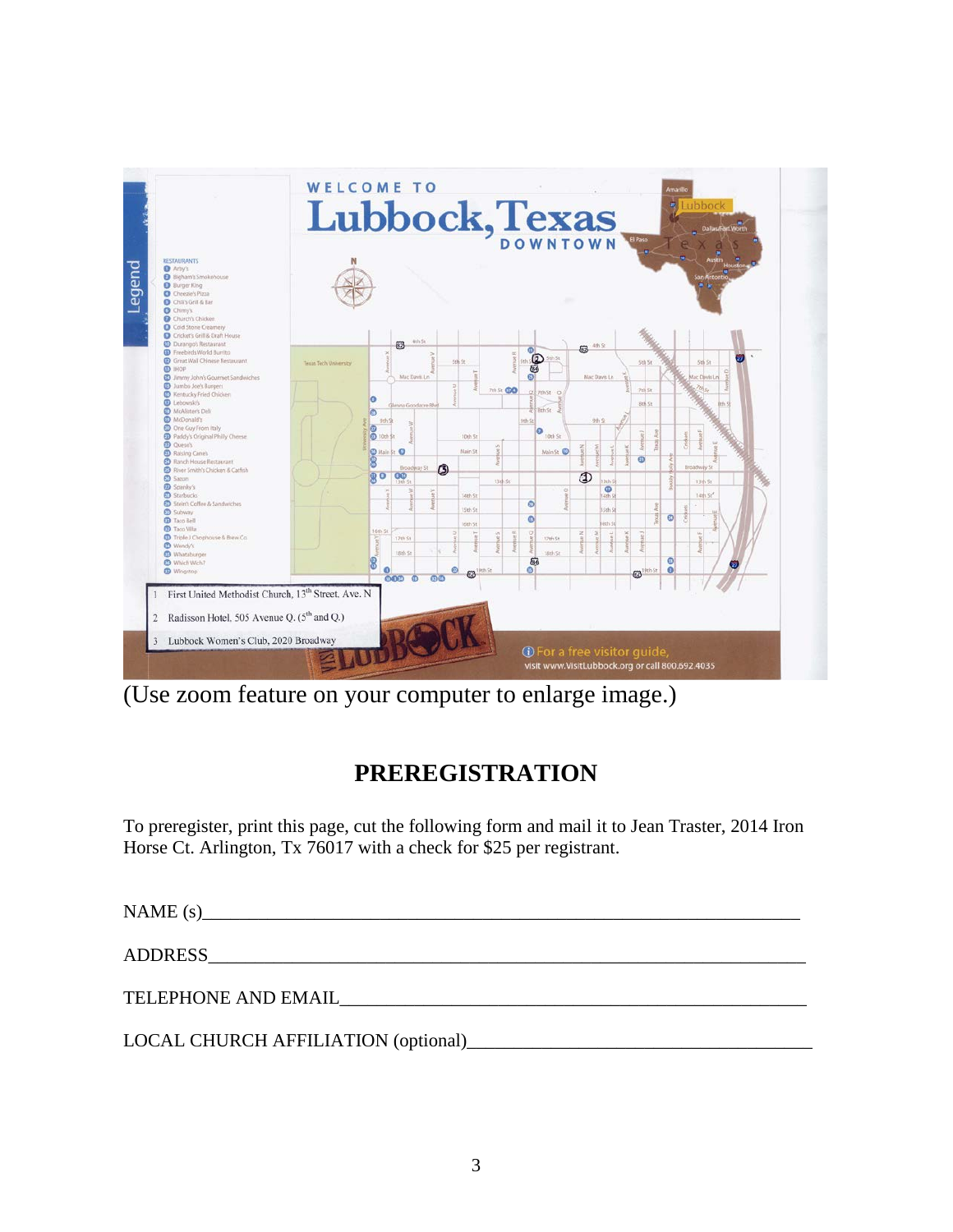1. First United Methodist Church, 13th Street, Ave. N
2. Radisson Hotel, 505 Avenue Q. (5th and Q.)
3. Lubbock Women's Club, 2020 Broadway

(Use zoom feature on your computer to enlarge image.)

## PREREGISTRATION

To preregister, print this page, cut the following form and mail it to Jean Traster, 2014 Iron Horse Ct. Arlington, Tx 76017 with a check for $25 per registrant.

NAME (s)_______________________________________________________________

ADDRESS_______________________________________________________________

TELEPHONE AND EMAIL_________________________________________________

LOCAL CHURCH AFFILIATION (optional)_____________________________________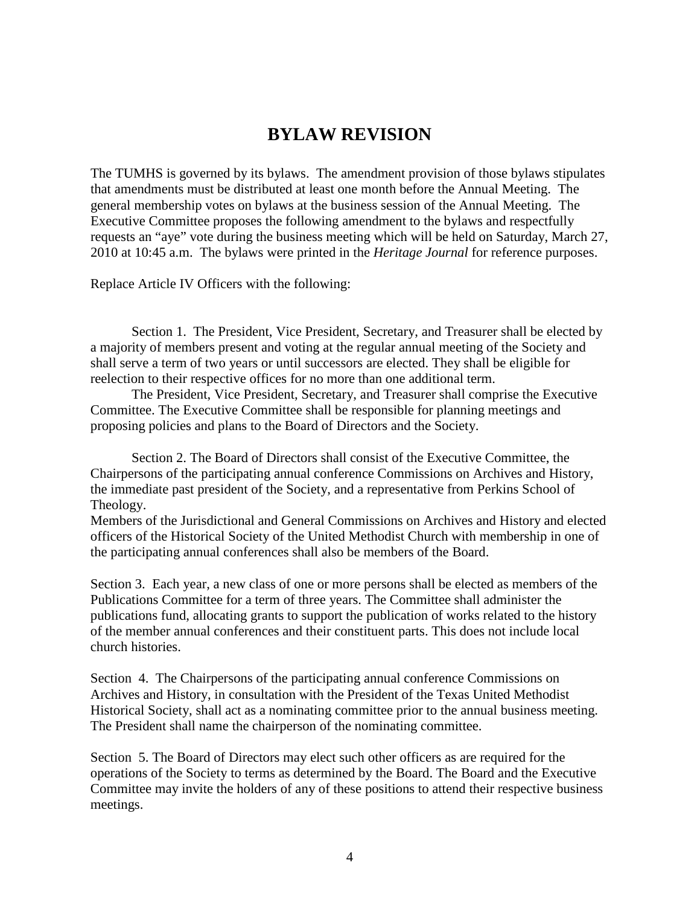# BYLAW REVISION

The TUMHS is governed by its bylaws. The amendment provision of those bylaws stipulates that amendments must be distributed at least one month before the Annual Meeting. The general membership votes on bylaws at the business session of the Annual Meeting. The Executive Committee proposes the following amendment to the bylaws and respectfully requests an "aye" vote during the business meeting which will be held on Saturday, March 27, 2010 at 10:45 a.m. The bylaws were printed in the *Heritage Journal* for reference purposes.

Replace Article IV Officers with the following:

Section 1. The President, Vice President, Secretary, and Treasurer shall be elected by a majority of members present and voting at the regular annual meeting of the Society and shall serve a term of two years or until successors are elected. They shall be eligible for reelection to their respective offices for no more than one additional term.

The President, Vice President, Secretary, and Treasurer shall comprise the Executive Committee. The Executive Committee shall be responsible for planning meetings and proposing policies and plans to the Board of Directors and the Society.

Section 2. The Board of Directors shall consist of the Executive Committee, the Chairpersons of the participating annual conference Commissions on Archives and History, the immediate past president of the Society, and a representative from Perkins School of Theology.

Members of the Jurisdictional and General Commissions on Archives and History and elected officers of the Historical Society of the United Methodist Church with membership in one of the participating annual conferences shall also be members of the Board.

Section 3. Each year, a new class of one or more persons shall be elected as members of the Publications Committee for a term of three years. The Committee shall administer the publications fund, allocating grants to support the publication of works related to the history of the member annual conferences and their constituent parts. This does not include local church histories.

Section 4. The Chairpersons of the participating annual conference Commissions on Archives and History, in consultation with the President of the Texas United Methodist Historical Society, shall act as a nominating committee prior to the annual business meeting. The President shall name the chairperson of the nominating committee.

Section 5. The Board of Directors may elect such other officers as are required for the operations of the Society to terms as determined by the Board. The Board and the Executive Committee may invite the holders of any of these positions to attend their respective business meetings.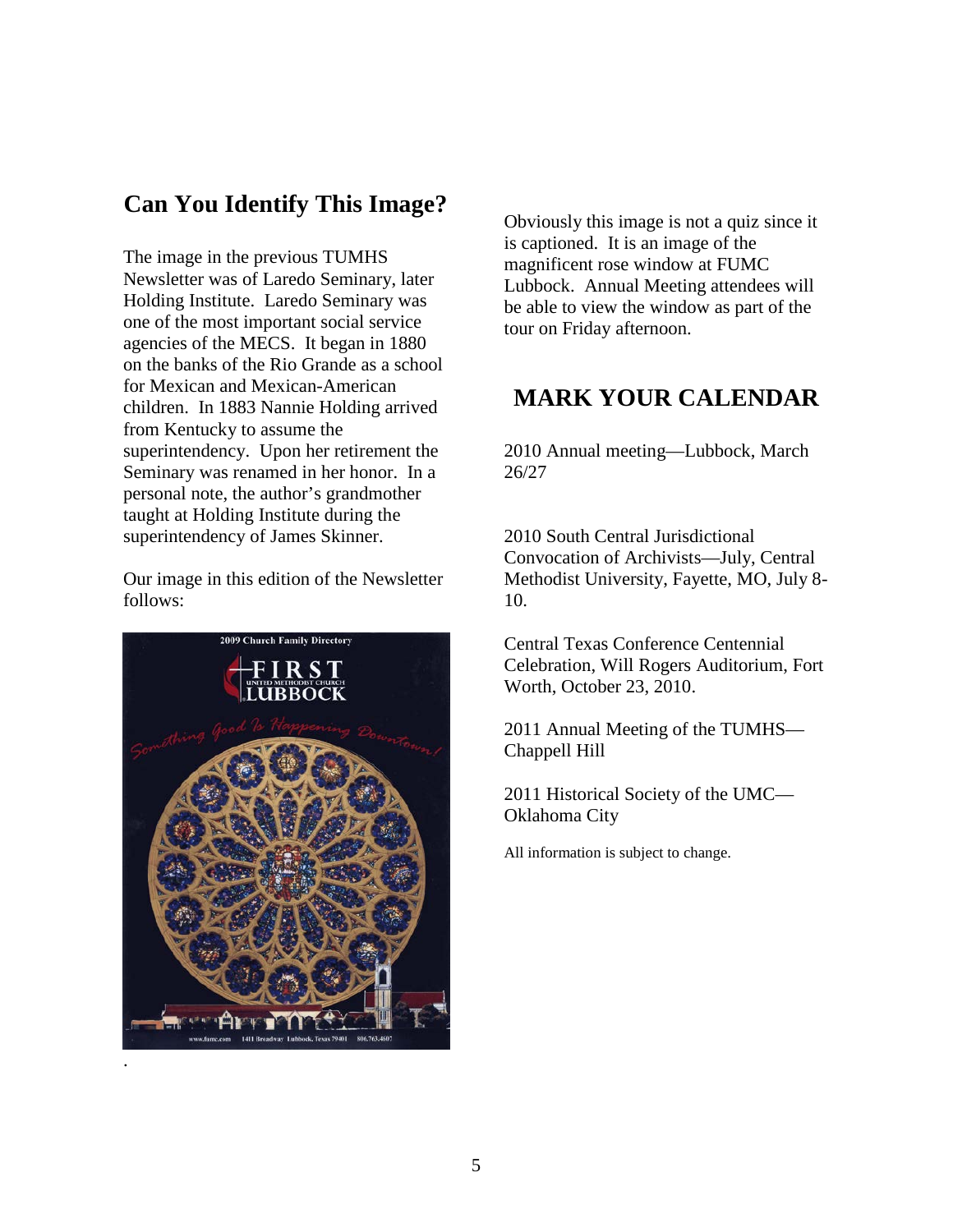## Can You Identify This Image?

The image in the previous TUMHS Newsletter was of Laredo Seminary, later Holding Institute. Laredo Seminary was one of the most important social service agencies of the MECS. It began in 1880 on the banks of the Rio Grande as a school for Mexican and Mexican-American children. In 1883 Nannie Holding arrived from Kentucky to assume the superintendency. Upon her retirement the Seminary was renamed in her honor. In a personal note, the author's grandmother taught at Holding Institute during the superintendency of James Skinner.

Our image in this edition of the Newsletter follows:

Obviously this image is not a quiz since it is captioned. It is an image of the magnificent rose window at FUMC Lubbock. Annual Meeting attendees will be able to view the window as part of the tour on Friday afternoon.

## MARK YOUR CALENDAR

2010 Annual meeting—Lubbock, March 26/27

2010 South Central Jurisdictional Convocation of Archivists—July, Central Methodist University, Fayette, MO, July 8-10.

Central Texas Conference Centennial Celebration, Will Rogers Auditorium, Fort Worth, October 23, 2010.

2011 Annual Meeting of the TUMHS—Chappell Hill

2011 Historical Society of the UMC—Oklahoma City

All information is subject to change.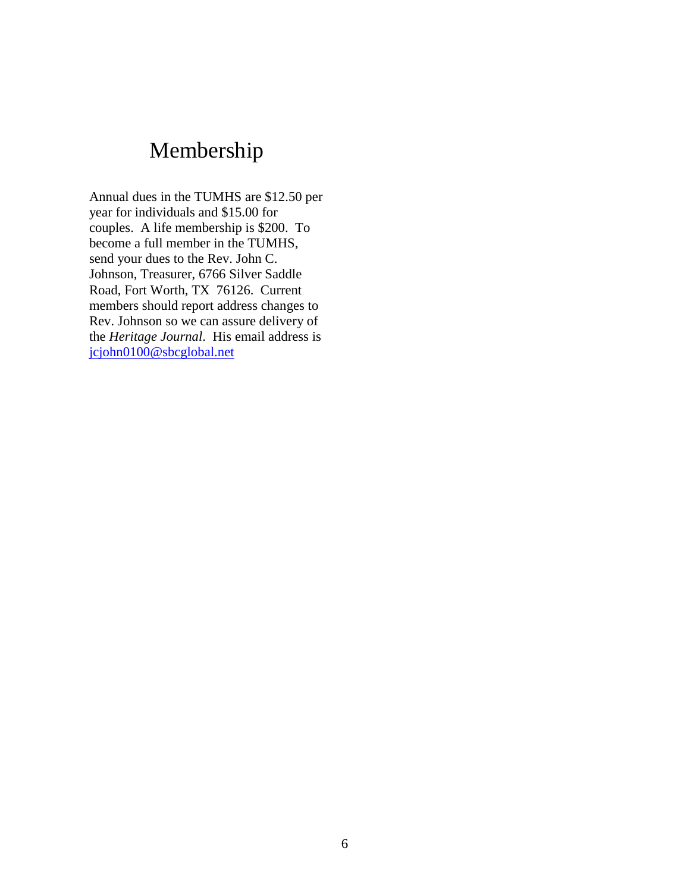# Membership

Annual dues in the TUMHS are $12.50 per year for individuals and $15.00 for couples. A life membership is $200. To become a full member in the TUMHS, send your dues to the Rev. John C. Johnson, Treasurer, 6766 Silver Saddle Road, Fort Worth, TX 76126. Current members should report address changes to Rev. Johnson so we can assure delivery of the *Heritage Journal*. His email address is jcjohn0100@sbcglobal.net